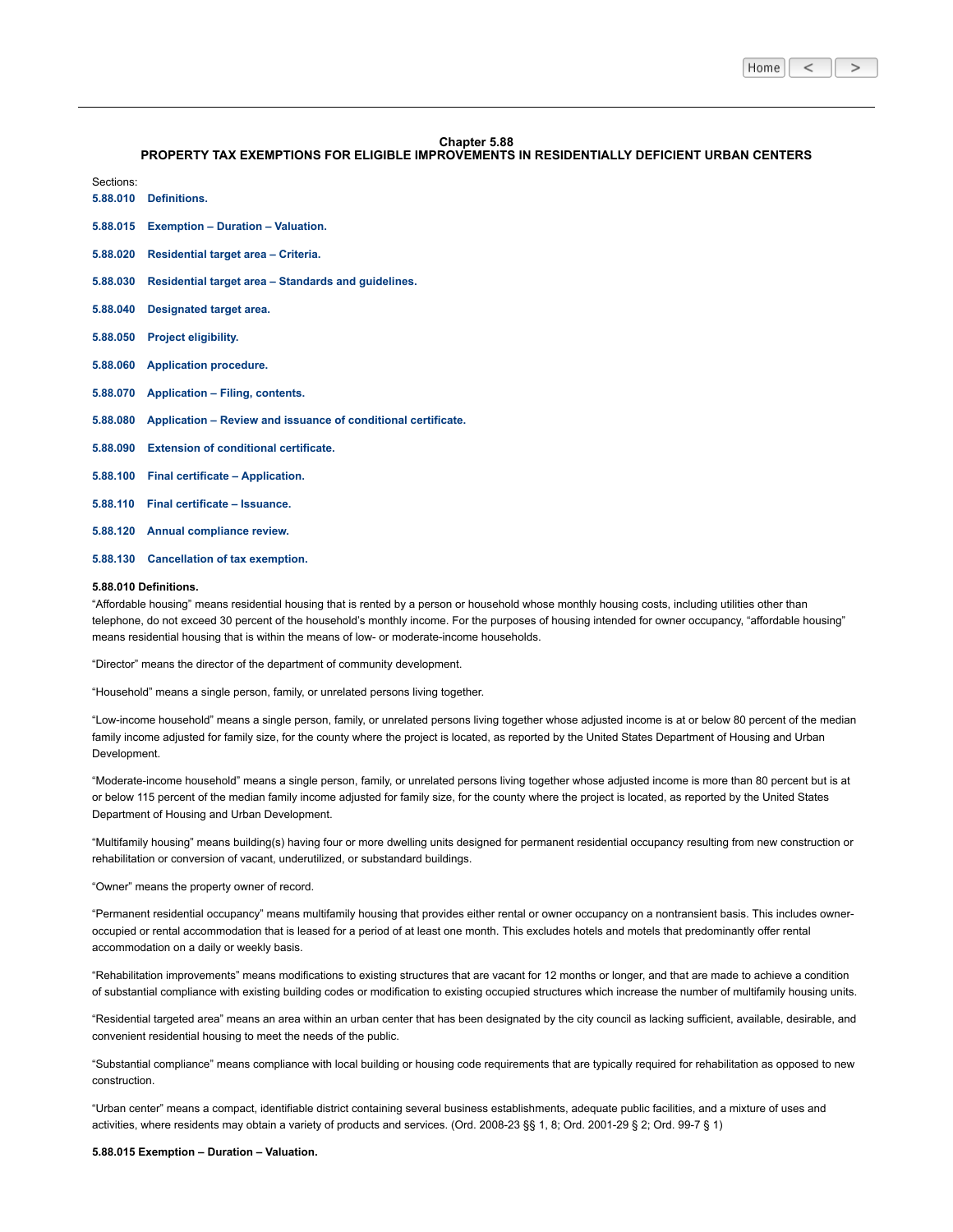# Chapter 5.88

## PROPERTY TAX EXEMPTIONS FOR ELIGIBLE IMPROVEMENTS IN RESIDENTIALLY DEFICIENT URBAN CENTERS

Sections:

**5.88.010 Definitions.**

**5.88.015 Exemption – Duration – Valuation.**

**5.88.020 Residential target area – Criteria.**

**5.88.030 Residential target area – Standards and guidelines.**

**5.88.040 Designated target area.**

**5.88.050 Project eligibility.**

**5.88.060 Application procedure.**

**5.88.070 Application – Filing, contents.**

**5.88.080 Application – Review and issuance of conditional certificate.**

**5.88.090 Extension of conditional certificate.**

**5.88.100 Final certificate – Application.**

**5.88.110 Final certificate – Issuance.**

**5.88.120 Annual compliance review.**

**5.88.130 Cancellation of tax exemption.**

**5.88.010 Definitions.**

"Affordable housing" means residential housing that is rented by a person or household whose monthly housing costs, including utilities other than telephone, do not exceed 30 percent of the household's monthly income. For the purposes of housing intended for owner occupancy, "affordable housing" means residential housing that is within the means of low- or moderate-income households.

"Director" means the director of the department of community development.

"Household" means a single person, family, or unrelated persons living together.

"Low-income household" means a single person, family, or unrelated persons living together whose adjusted income is at or below 80 percent of the median family income adjusted for family size, for the county where the project is located, as reported by the United States Department of Housing and Urban Development.

"Moderate-income household" means a single person, family, or unrelated persons living together whose adjusted income is more than 80 percent but is at or below 115 percent of the median family income adjusted for family size, for the county where the project is located, as reported by the United States Department of Housing and Urban Development.

"Multifamily housing" means building(s) having four or more dwelling units designed for permanent residential occupancy resulting from new construction or rehabilitation or conversion of vacant, underutilized, or substandard buildings.

"Owner" means the property owner of record.

"Permanent residential occupancy" means multifamily housing that provides either rental or owner occupancy on a nontransient basis. This includes owner-occupied or rental accommodation that is leased for a period of at least one month. This excludes hotels and motels that predominantly offer rental accommodation on a daily or weekly basis.

"Rehabilitation improvements" means modifications to existing structures that are vacant for 12 months or longer, and that are made to achieve a condition of substantial compliance with existing building codes or modification to existing occupied structures which increase the number of multifamily housing units.

"Residential targeted area" means an area within an urban center that has been designated by the city council as lacking sufficient, available, desirable, and convenient residential housing to meet the needs of the public.

"Substantial compliance" means compliance with local building or housing code requirements that are typically required for rehabilitation as opposed to new construction.

"Urban center" means a compact, identifiable district containing several business establishments, adequate public facilities, and a mixture of uses and activities, where residents may obtain a variety of products and services. (Ord. 2008-23 §§ 1, 8; Ord. 2001-29 § 2; Ord. 99-7 § 1)

**5.88.015 Exemption – Duration – Valuation.**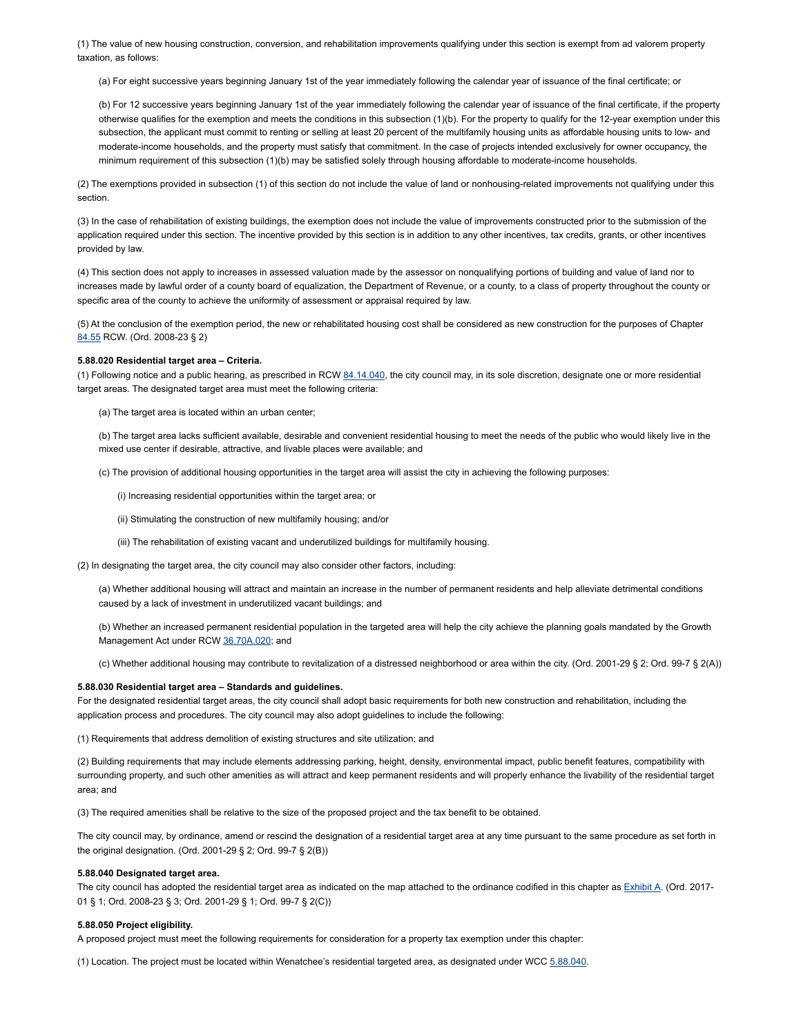(1) The value of new housing construction, conversion, and rehabilitation improvements qualifying under this section is exempt from ad valorem property taxation, as follows:

(a) For eight successive years beginning January 1st of the year immediately following the calendar year of issuance of the final certificate; or

(b) For 12 successive years beginning January 1st of the year immediately following the calendar year of issuance of the final certificate, if the property otherwise qualifies for the exemption and meets the conditions in this subsection (1)(b). For the property to qualify for the 12-year exemption under this subsection, the applicant must commit to renting or selling at least 20 percent of the multifamily housing units as affordable housing units to low- and moderate-income households, and the property must satisfy that commitment. In the case of projects intended exclusively for owner occupancy, the minimum requirement of this subsection (1)(b) may be satisfied solely through housing affordable to moderate-income households.

(2) The exemptions provided in subsection (1) of this section do not include the value of land or nonhousing-related improvements not qualifying under this section.

(3) In the case of rehabilitation of existing buildings, the exemption does not include the value of improvements constructed prior to the submission of the application required under this section. The incentive provided by this section is in addition to any other incentives, tax credits, grants, or other incentives provided by law.

(4) This section does not apply to increases in assessed valuation made by the assessor on nonqualifying portions of building and value of land nor to increases made by lawful order of a county board of equalization, the Department of Revenue, or a county, to a class of property throughout the county or specific area of the county to achieve the uniformity of assessment or appraisal required by law.

(5) At the conclusion of the exemption period, the new or rehabilitated housing cost shall be considered as new construction for the purposes of Chapter 84.55 RCW. (Ord. 2008-23 § 2)

**5.88.020 Residential target area – Criteria.**

(1) Following notice and a public hearing, as prescribed in RCW 84.14.040, the city council may, in its sole discretion, designate one or more residential target areas. The designated target area must meet the following criteria:

(a) The target area is located within an urban center;

(b) The target area lacks sufficient available, desirable and convenient residential housing to meet the needs of the public who would likely live in the mixed use center if desirable, attractive, and livable places were available; and

(c) The provision of additional housing opportunities in the target area will assist the city in achieving the following purposes:

(i) Increasing residential opportunities within the target area; or

(ii) Stimulating the construction of new multifamily housing; and/or

(iii) The rehabilitation of existing vacant and underutilized buildings for multifamily housing.

(2) In designating the target area, the city council may also consider other factors, including:

(a) Whether additional housing will attract and maintain an increase in the number of permanent residents and help alleviate detrimental conditions caused by a lack of investment in underutilized vacant buildings; and

(b) Whether an increased permanent residential population in the targeted area will help the city achieve the planning goals mandated by the Growth Management Act under RCW 36.70A.020; and

(c) Whether additional housing may contribute to revitalization of a distressed neighborhood or area within the city. (Ord. 2001-29 § 2; Ord. 99-7 § 2(A))

**5.88.030 Residential target area – Standards and guidelines.**

For the designated residential target areas, the city council shall adopt basic requirements for both new construction and rehabilitation, including the application process and procedures. The city council may also adopt guidelines to include the following:

(1) Requirements that address demolition of existing structures and site utilization; and

(2) Building requirements that may include elements addressing parking, height, density, environmental impact, public benefit features, compatibility with surrounding property, and such other amenities as will attract and keep permanent residents and will properly enhance the livability of the residential target area; and

(3) The required amenities shall be relative to the size of the proposed project and the tax benefit to be obtained.

The city council may, by ordinance, amend or rescind the designation of a residential target area at any time pursuant to the same procedure as set forth in the original designation. (Ord. 2001-29 § 2; Ord. 99-7 § 2(B))

**5.88.040 Designated target area.**

The city council has adopted the residential target area as indicated on the map attached to the ordinance codified in this chapter as Exhibit A. (Ord. 2017-01 § 1; Ord. 2008-23 § 3; Ord. 2001-29 § 1; Ord. 99-7 § 2(C))

**5.88.050 Project eligibility.**

A proposed project must meet the following requirements for consideration for a property tax exemption under this chapter:

(1) Location. The project must be located within Wenatchee's residential targeted area, as designated under WCC 5.88.040.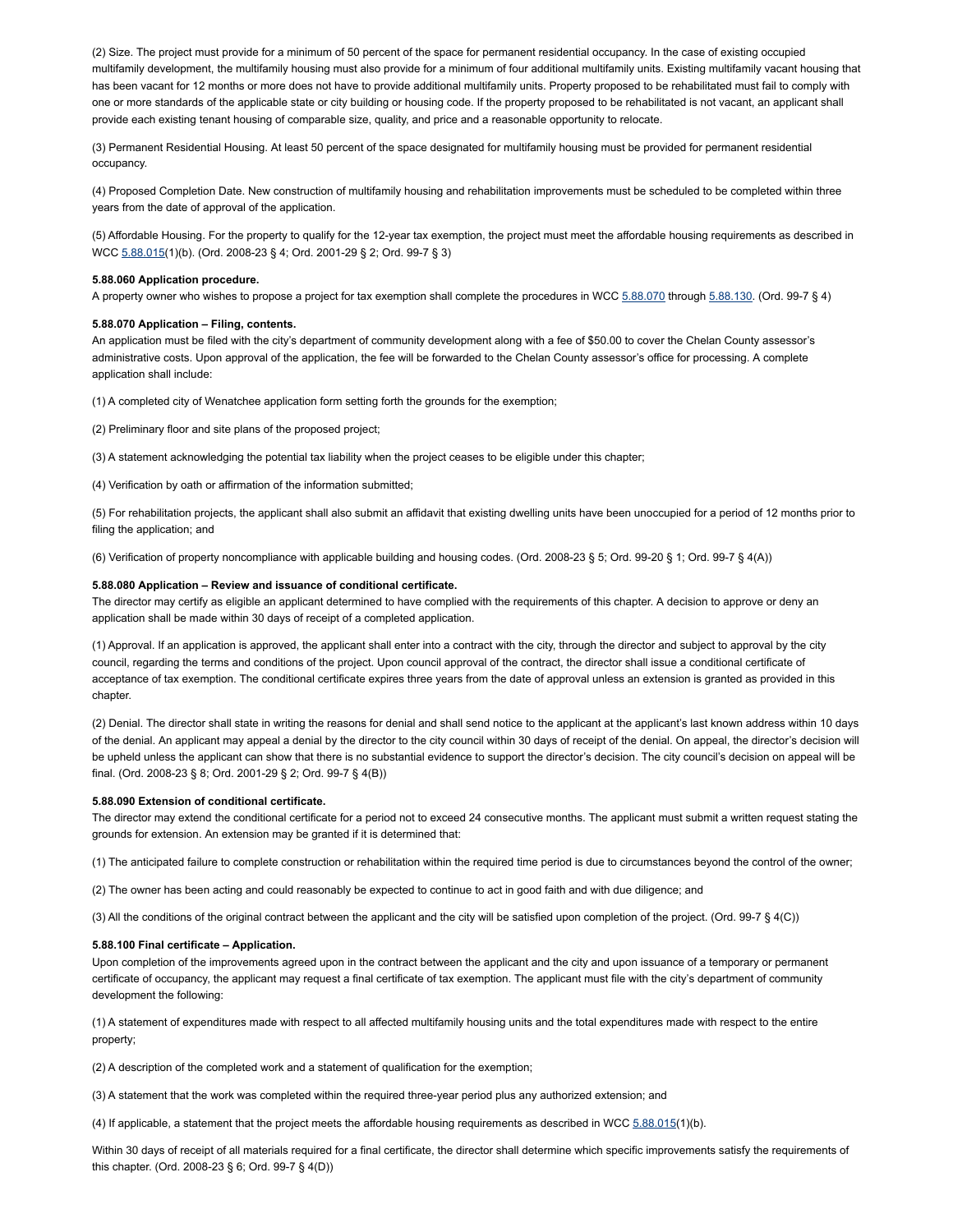(2) Size. The project must provide for a minimum of 50 percent of the space for permanent residential occupancy. In the case of existing occupied multifamily development, the multifamily housing must also provide for a minimum of four additional multifamily units. Existing multifamily vacant housing that has been vacant for 12 months or more does not have to provide additional multifamily units. Property proposed to be rehabilitated must fail to comply with one or more standards of the applicable state or city building or housing code. If the property proposed to be rehabilitated is not vacant, an applicant shall provide each existing tenant housing of comparable size, quality, and price and a reasonable opportunity to relocate.

(3) Permanent Residential Housing. At least 50 percent of the space designated for multifamily housing must be provided for permanent residential occupancy.

(4) Proposed Completion Date. New construction of multifamily housing and rehabilitation improvements must be scheduled to be completed within three years from the date of approval of the application.

(5) Affordable Housing. For the property to qualify for the 12-year tax exemption, the project must meet the affordable housing requirements as described in WCC 5.88.015(1)(b). (Ord. 2008-23 § 4; Ord. 2001-29 § 2; Ord. 99-7 § 3)

**5.88.060 Application procedure.**
A property owner who wishes to propose a project for tax exemption shall complete the procedures in WCC 5.88.070 through 5.88.130. (Ord. 99-7 § 4)

**5.88.070 Application – Filing, contents.**
An application must be filed with the city's department of community development along with a fee of $50.00 to cover the Chelan County assessor's administrative costs. Upon approval of the application, the fee will be forwarded to the Chelan County assessor's office for processing. A complete application shall include:

(1) A completed city of Wenatchee application form setting forth the grounds for the exemption;

(2) Preliminary floor and site plans of the proposed project;

(3) A statement acknowledging the potential tax liability when the project ceases to be eligible under this chapter;

(4) Verification by oath or affirmation of the information submitted;

(5) For rehabilitation projects, the applicant shall also submit an affidavit that existing dwelling units have been unoccupied for a period of 12 months prior to filing the application; and

(6) Verification of property noncompliance with applicable building and housing codes. (Ord. 2008-23 § 5; Ord. 99-20 § 1; Ord. 99-7 § 4(A))

**5.88.080 Application – Review and issuance of conditional certificate.**
The director may certify as eligible an applicant determined to have complied with the requirements of this chapter. A decision to approve or deny an application shall be made within 30 days of receipt of a completed application.

(1) Approval. If an application is approved, the applicant shall enter into a contract with the city, through the director and subject to approval by the city council, regarding the terms and conditions of the project. Upon council approval of the contract, the director shall issue a conditional certificate of acceptance of tax exemption. The conditional certificate expires three years from the date of approval unless an extension is granted as provided in this chapter.

(2) Denial. The director shall state in writing the reasons for denial and shall send notice to the applicant at the applicant's last known address within 10 days of the denial. An applicant may appeal a denial by the director to the city council within 30 days of receipt of the denial. On appeal, the director's decision will be upheld unless the applicant can show that there is no substantial evidence to support the director's decision. The city council's decision on appeal will be final. (Ord. 2008-23 § 8; Ord. 2001-29 § 2; Ord. 99-7 § 4(B))

**5.88.090 Extension of conditional certificate.**
The director may extend the conditional certificate for a period not to exceed 24 consecutive months. The applicant must submit a written request stating the grounds for extension. An extension may be granted if it is determined that:

(1) The anticipated failure to complete construction or rehabilitation within the required time period is due to circumstances beyond the control of the owner;

(2) The owner has been acting and could reasonably be expected to continue to act in good faith and with due diligence; and

(3) All the conditions of the original contract between the applicant and the city will be satisfied upon completion of the project. (Ord. 99-7 § 4(C))

**5.88.100 Final certificate – Application.**
Upon completion of the improvements agreed upon in the contract between the applicant and the city and upon issuance of a temporary or permanent certificate of occupancy, the applicant may request a final certificate of tax exemption. The applicant must file with the city's department of community development the following:

(1) A statement of expenditures made with respect to all affected multifamily housing units and the total expenditures made with respect to the entire property;

(2) A description of the completed work and a statement of qualification for the exemption;

(3) A statement that the work was completed within the required three-year period plus any authorized extension; and

(4) If applicable, a statement that the project meets the affordable housing requirements as described in WCC 5.88.015(1)(b).

Within 30 days of receipt of all materials required for a final certificate, the director shall determine which specific improvements satisfy the requirements of this chapter. (Ord. 2008-23 § 6; Ord. 99-7 § 4(D))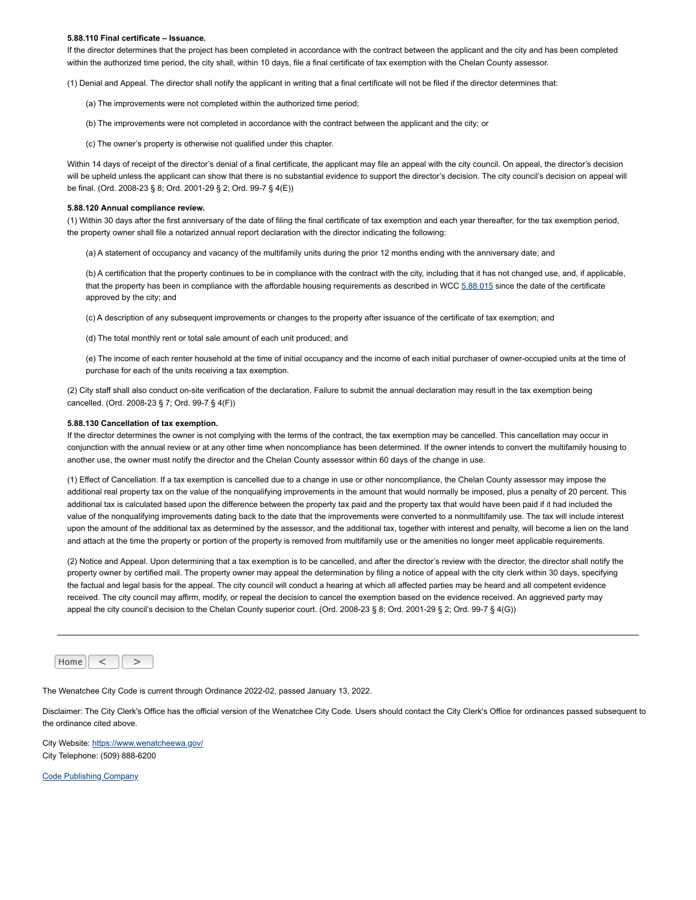**5.88.110 Final certificate – Issuance.**

If the director determines that the project has been completed in accordance with the contract between the applicant and the city and has been completed within the authorized time period, the city shall, within 10 days, file a final certificate of tax exemption with the Chelan County assessor.

(1) Denial and Appeal. The director shall notify the applicant in writing that a final certificate will not be filed if the director determines that:

(a) The improvements were not completed within the authorized time period;

(b) The improvements were not completed in accordance with the contract between the applicant and the city; or

(c) The owner's property is otherwise not qualified under this chapter.

Within 14 days of receipt of the director's denial of a final certificate, the applicant may file an appeal with the city council. On appeal, the director's decision will be upheld unless the applicant can show that there is no substantial evidence to support the director's decision. The city council's decision on appeal will be final. (Ord. 2008-23 § 8; Ord. 2001-29 § 2; Ord. 99-7 § 4(E))

**5.88.120 Annual compliance review.**

(1) Within 30 days after the first anniversary of the date of filing the final certificate of tax exemption and each year thereafter, for the tax exemption period, the property owner shall file a notarized annual report declaration with the director indicating the following:

(a) A statement of occupancy and vacancy of the multifamily units during the prior 12 months ending with the anniversary date; and

(b) A certification that the property continues to be in compliance with the contract with the city, including that it has not changed use, and, if applicable, that the property has been in compliance with the affordable housing requirements as described in WCC 5.88.015 since the date of the certificate approved by the city; and

(c) A description of any subsequent improvements or changes to the property after issuance of the certificate of tax exemption; and

(d) The total monthly rent or total sale amount of each unit produced; and

(e) The income of each renter household at the time of initial occupancy and the income of each initial purchaser of owner-occupied units at the time of purchase for each of the units receiving a tax exemption.

(2) City staff shall also conduct on-site verification of the declaration. Failure to submit the annual declaration may result in the tax exemption being cancelled. (Ord. 2008-23 § 7; Ord. 99-7 § 4(F))

**5.88.130 Cancellation of tax exemption.**

If the director determines the owner is not complying with the terms of the contract, the tax exemption may be cancelled. This cancellation may occur in conjunction with the annual review or at any other time when noncompliance has been determined. If the owner intends to convert the multifamily housing to another use, the owner must notify the director and the Chelan County assessor within 60 days of the change in use.

(1) Effect of Cancellation. If a tax exemption is cancelled due to a change in use or other noncompliance, the Chelan County assessor may impose the additional real property tax on the value of the nonqualifying improvements in the amount that would normally be imposed, plus a penalty of 20 percent. This additional tax is calculated based upon the difference between the property tax paid and the property tax that would have been paid if it had included the value of the nonqualifying improvements dating back to the date that the improvements were converted to a nonmultifamily use. The tax will include interest upon the amount of the additional tax as determined by the assessor, and the additional tax, together with interest and penalty, will become a lien on the land and attach at the time the property or portion of the property is removed from multifamily use or the amenities no longer meet applicable requirements.

(2) Notice and Appeal. Upon determining that a tax exemption is to be cancelled, and after the director's review with the director, the director shall notify the property owner by certified mail. The property owner may appeal the determination by filing a notice of appeal with the city clerk within 30 days, specifying the factual and legal basis for the appeal. The city council will conduct a hearing at which all affected parties may be heard and all competent evidence received. The city council may affirm, modify, or repeal the decision to cancel the exemption based on the evidence received. An aggrieved party may appeal the city council's decision to the Chelan County superior court. (Ord. 2008-23 § 8; Ord. 2001-29 § 2; Ord. 99-7 § 4(G))

---

Home < >

The Wenatchee City Code is current through Ordinance 2022-02, passed January 13, 2022.

Disclaimer: The City Clerk's Office has the official version of the Wenatchee City Code. Users should contact the City Clerk's Office for ordinances passed subsequent to the ordinance cited above.

City Website: https://www.wenatcheewa.gov/
City Telephone: (509) 888-6200

Code Publishing Company